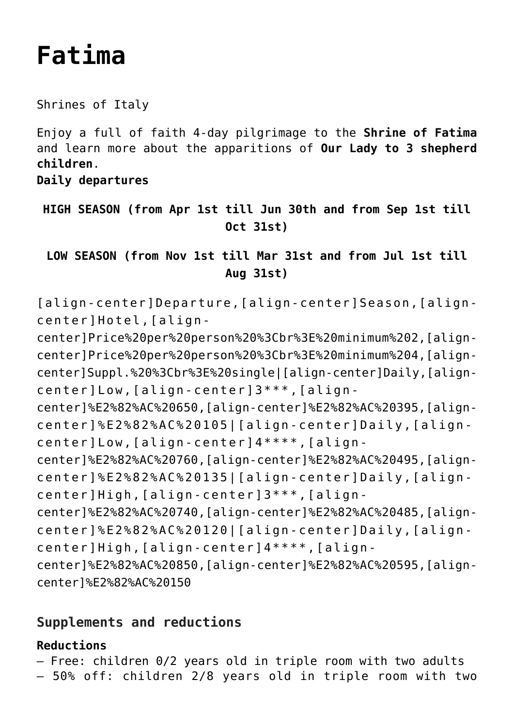# Fatima

Shrines of Italy

Enjoy a full of faith 4-day pilgrimage to the **Shrine of Fatima** and learn more about the apparitions of **Our Lady to 3 shepherd children**.
**Daily departures**

**HIGH SEASON (from Apr 1st till Jun 30th and from Sep 1st till Oct 31st)**

**LOW SEASON (from Nov 1st till Mar 31st and from Jul 1st till Aug 31st)**

| Departure | Season | Hotel | Price per person minimum 2 | Price per person minimum 4 | Suppl. single |
|---|---|---|---|---|---|
| Daily | Low | 3*** | € 650 | € 395 | € 105 |
| Daily | Low | 4**** | € 760 | € 495 | € 135 |
| Daily | High | 3*** | € 740 | € 485 | € 120 |
| Daily | High | 4**** | € 850 | € 595 | € 150 |

## Supplements and reductions

**Reductions**
– Free: children 0/2 years old in triple room with two adults
– 50% off: children 2/8 years old in triple room with two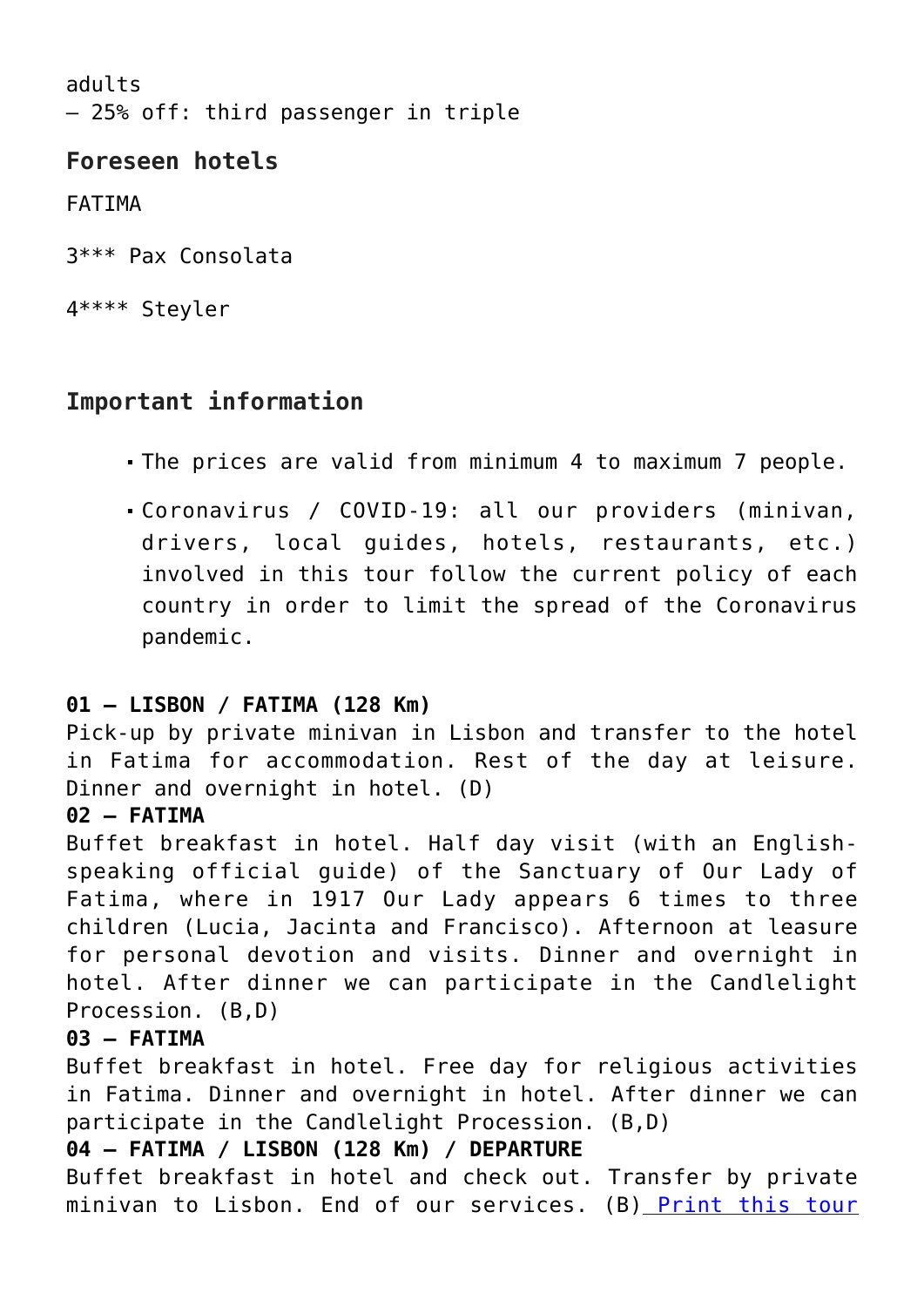adults
– 25% off: third passenger in triple

### Foreseen hotels

FATIMA

3*** Pax Consolata

4**** Steyler

### Important information

- The prices are valid from minimum 4 to maximum 7 people.
- Coronavirus / COVID-19: all our providers (minivan, drivers, local guides, hotels, restaurants, etc.) involved in this tour follow the current policy of each country in order to limit the spread of the Coronavirus pandemic.

**01 – LISBON / FATIMA (128 Km)**
Pick-up by private minivan in Lisbon and transfer to the hotel in Fatima for accommodation. Rest of the day at leisure. Dinner and overnight in hotel. (D)
**02 – FATIMA**
Buffet breakfast in hotel. Half day visit (with an English-speaking official guide) of the Sanctuary of Our Lady of Fatima, where in 1917 Our Lady appears 6 times to three children (Lucia, Jacinta and Francisco). Afternoon at leasure for personal devotion and visits. Dinner and overnight in hotel. After dinner we can participate in the Candlelight Procession. (B,D)
**03 – FATIMA**
Buffet breakfast in hotel. Free day for religious activities in Fatima. Dinner and overnight in hotel. After dinner we can participate in the Candlelight Procession. (B,D)
**04 – FATIMA / LISBON (128 Km) / DEPARTURE**
Buffet breakfast in hotel and check out. Transfer by private minivan to Lisbon. End of our services. (B) Print this tour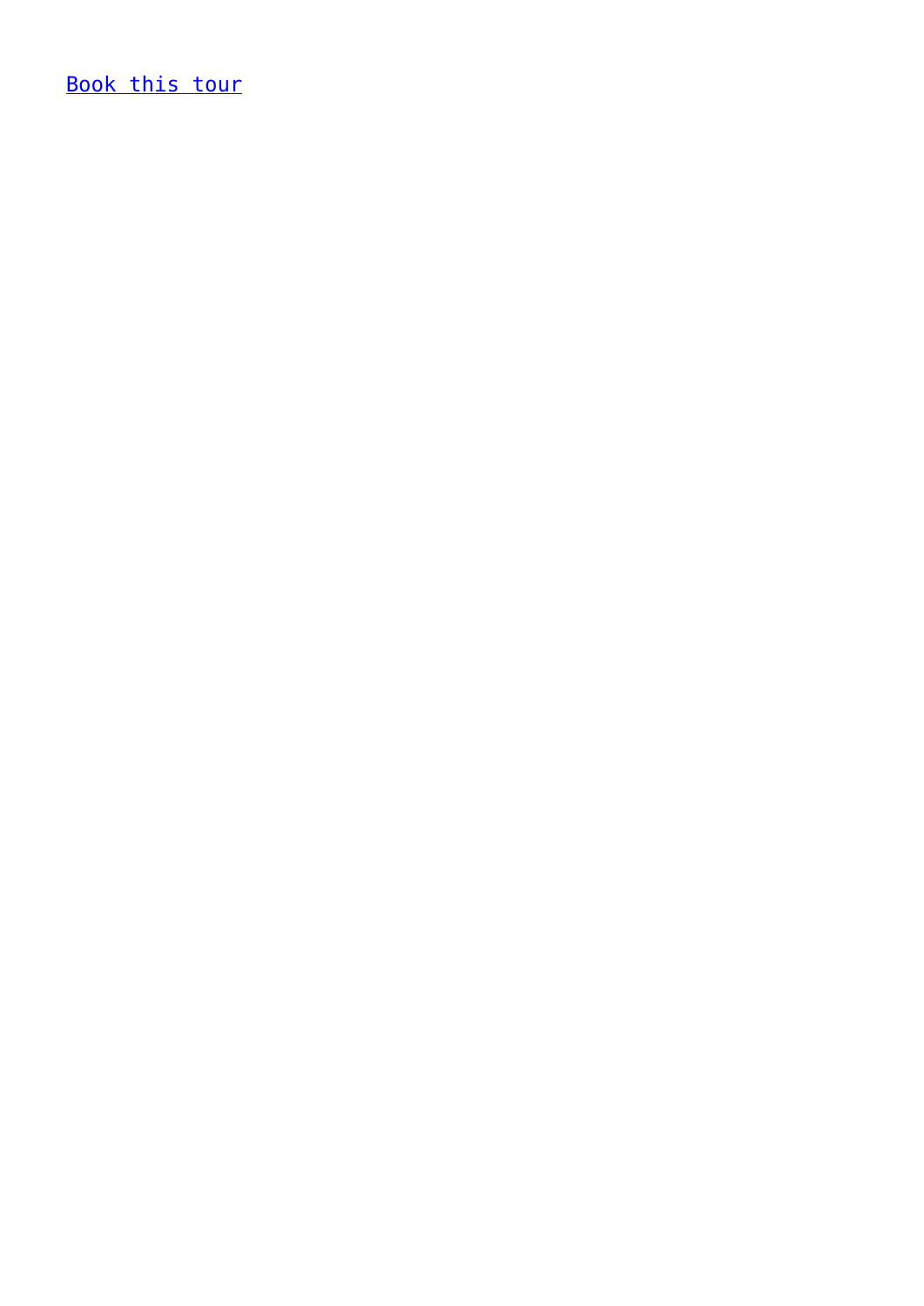[Book this tour]